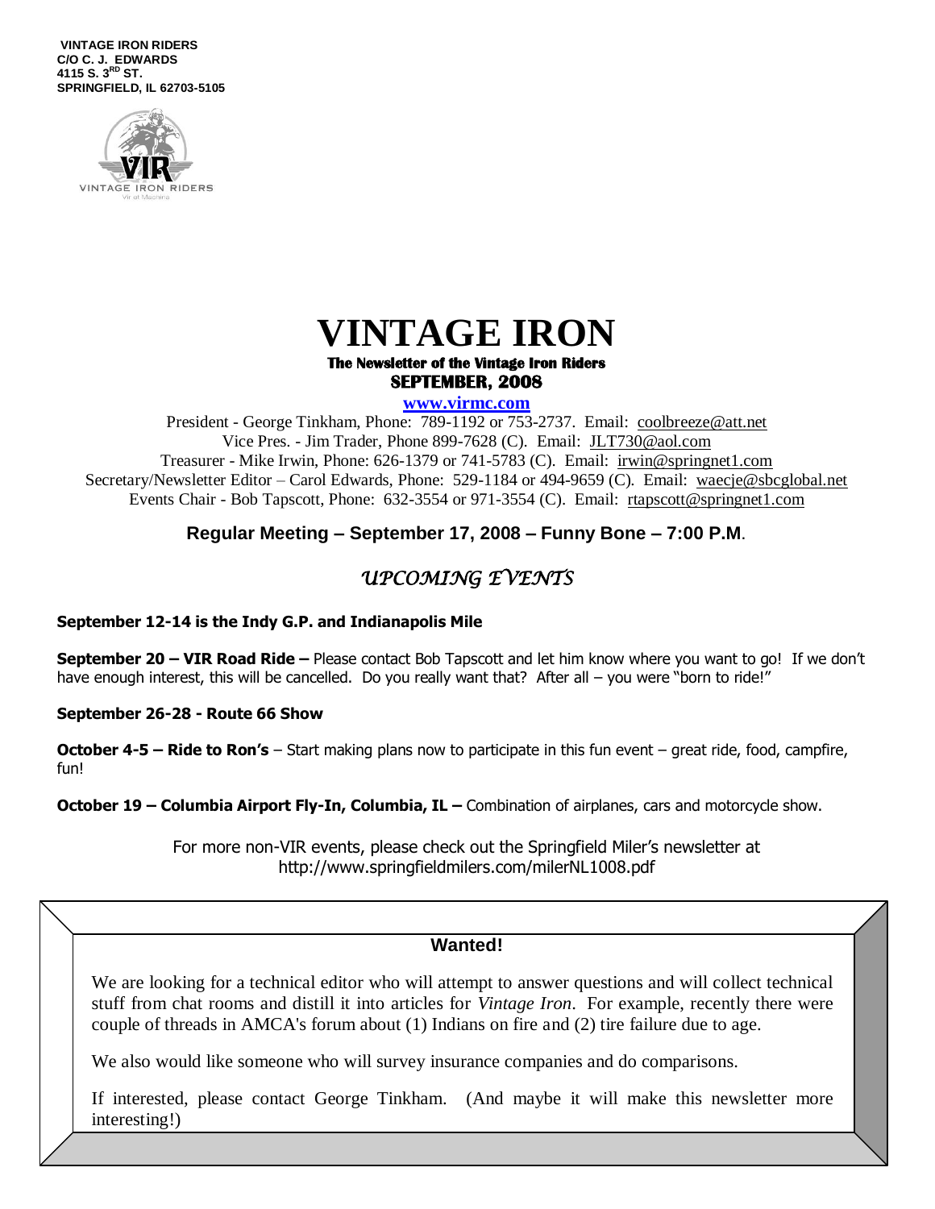**VINTAGE IRON RIDERS**
**C/O C. J. EDWARDS**
**4115 S. 3RD ST.**
**SPRINGFIELD, IL 62703-5105**

# VINTAGE IRON

**The Newsletter of the Vintage Iron Riders**
**SEPTEMBER, 2008**

**www.virmc.com**

President - George Tinkham, Phone: 789-1192 or 753-2737. Email: coolbreeze@att.net
Vice Pres. - Jim Trader, Phone 899-7628 (C). Email: JLT730@aol.com
Treasurer - Mike Irwin, Phone: 626-1379 or 741-5783 (C). Email: irwin@springnet1.com
Secretary/Newsletter Editor – Carol Edwards, Phone: 529-1184 or 494-9659 (C). Email: waecje@sbcglobal.net
Events Chair - Bob Tapscott, Phone: 632-3554 or 971-3554 (C). Email: rtapscott@springnet1.com

**Regular Meeting – September 17, 2008 – Funny Bone – 7:00 P.M.**

## *UPCOMING EVENTS*

**September 12-14 is the Indy G.P. and Indianapolis Mile**

**September 20 – VIR Road Ride –** Please contact Bob Tapscott and let him know where you want to go! If we don't have enough interest, this will be cancelled. Do you really want that? After all – you were "born to ride!"

**September 26-28 - Route 66 Show**

**October 4-5 – Ride to Ron's** – Start making plans now to participate in this fun event – great ride, food, campfire, fun!

**October 19 – Columbia Airport Fly-In, Columbia, IL –** Combination of airplanes, cars and motorcycle show.

For more non-VIR events, please check out the Springfield Miler's newsletter at http://www.springfieldmilers.com/milerNL1008.pdf

### Wanted!

We are looking for a technical editor who will attempt to answer questions and will collect technical stuff from chat rooms and distill it into articles for *Vintage Iron*. For example, recently there were couple of threads in AMCA's forum about (1) Indians on fire and (2) tire failure due to age.

We also would like someone who will survey insurance companies and do comparisons.

If interested, please contact George Tinkham. (And maybe it will make this newsletter more interesting!)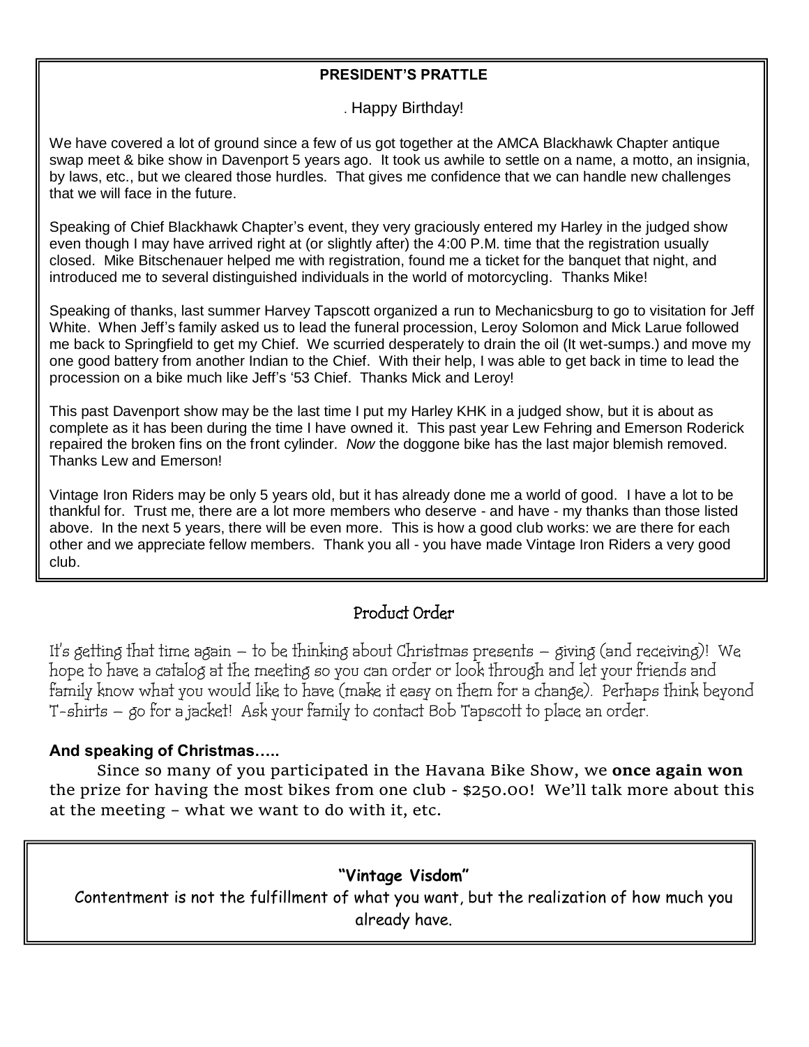## PRESIDENT'S PRATTLE

. Happy Birthday!

We have covered a lot of ground since a few of us got together at the AMCA Blackhawk Chapter antique swap meet & bike show in Davenport 5 years ago. It took us awhile to settle on a name, a motto, an insignia, by laws, etc., but we cleared those hurdles. That gives me confidence that we can handle new challenges that we will face in the future.

Speaking of Chief Blackhawk Chapter's event, they very graciously entered my Harley in the judged show even though I may have arrived right at (or slightly after) the 4:00 P.M. time that the registration usually closed. Mike Bitschenauer helped me with registration, found me a ticket for the banquet that night, and introduced me to several distinguished individuals in the world of motorcycling. Thanks Mike!

Speaking of thanks, last summer Harvey Tapscott organized a run to Mechanicsburg to go to visitation for Jeff White. When Jeff's family asked us to lead the funeral procession, Leroy Solomon and Mick Larue followed me back to Springfield to get my Chief. We scurried desperately to drain the oil (It wet-sumps.) and move my one good battery from another Indian to the Chief. With their help, I was able to get back in time to lead the procession on a bike much like Jeff's '53 Chief. Thanks Mick and Leroy!

This past Davenport show may be the last time I put my Harley KHK in a judged show, but it is about as complete as it has been during the time I have owned it. This past year Lew Fehring and Emerson Roderick repaired the broken fins on the front cylinder. *Now* the doggone bike has the last major blemish removed. Thanks Lew and Emerson!

Vintage Iron Riders may be only 5 years old, but it has already done me a world of good. I have a lot to be thankful for. Trust me, there are a lot more members who deserve - and have - my thanks than those listed above. In the next 5 years, there will be even more. This is how a good club works: we are there for each other and we appreciate fellow members. Thank you all - you have made Vintage Iron Riders a very good club.

## Product Order

It's getting that time again – to be thinking about Christmas presents – giving (and receiving)! We hope to have a catalog at the meeting so you can order or look through and let your friends and family know what you would like to have (make it easy on them for a change). Perhaps think beyond T-shirts – go for a jacket! Ask your family to contact Bob Tapscott to place an order.

**And speaking of Christmas…..**

Since so many of you participated in the Havana Bike Show, we **once again won** the prize for having the most bikes from one club - $250.00! We'll talk more about this at the meeting – what we want to do with it, etc.

**"Vintage Visdom"**

Contentment is not the fulfillment of what you want, but the realization of how much you already have.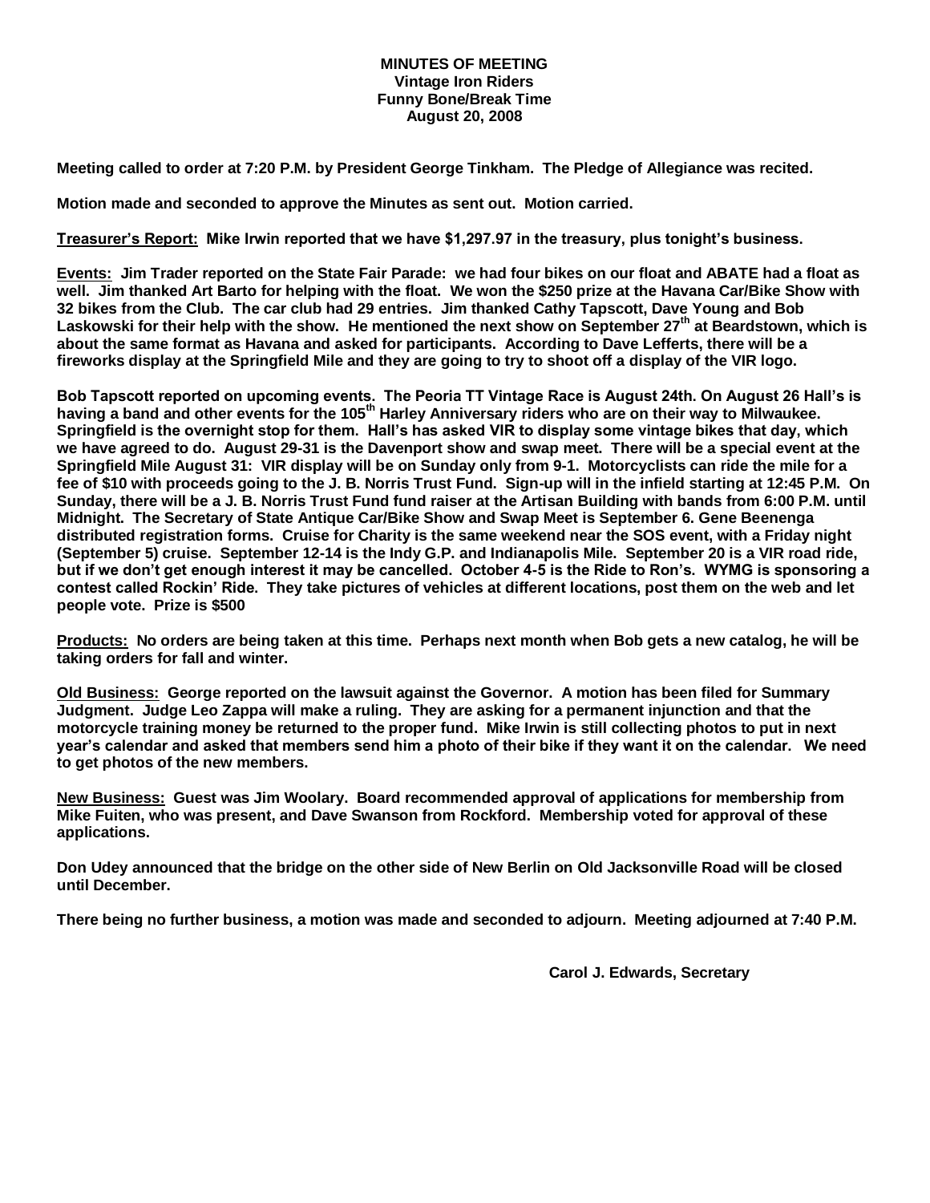**MINUTES OF MEETING**
**Vintage Iron Riders**
**Funny Bone/Break Time**
**August 20, 2008**

**Meeting called to order at 7:20 P.M. by President George Tinkham. The Pledge of Allegiance was recited.**

**Motion made and seconded to approve the Minutes as sent out. Motion carried.**

**<u>Treasurer's Report:</u> Mike Irwin reported that we have $1,297.97 in the treasury, plus tonight's business.**

**<u>Events:</u> Jim Trader reported on the State Fair Parade: we had four bikes on our float and ABATE had a float as well. Jim thanked Art Barto for helping with the float. We won the $250 prize at the Havana Car/Bike Show with 32 bikes from the Club. The car club had 29 entries. Jim thanked Cathy Tapscott, Dave Young and Bob Laskowski for their help with the show. He mentioned the next show on September 27th at Beardstown, which is about the same format as Havana and asked for participants. According to Dave Lefferts, there will be a fireworks display at the Springfield Mile and they are going to try to shoot off a display of the VIR logo.**

**Bob Tapscott reported on upcoming events. The Peoria TT Vintage Race is August 24th. On August 26 Hall's is having a band and other events for the 105th Harley Anniversary riders who are on their way to Milwaukee. Springfield is the overnight stop for them. Hall's has asked VIR to display some vintage bikes that day, which we have agreed to do. August 29-31 is the Davenport show and swap meet. There will be a special event at the Springfield Mile August 31: VIR display will be on Sunday only from 9-1. Motorcyclists can ride the mile for a fee of $10 with proceeds going to the J. B. Norris Trust Fund. Sign-up will in the infield starting at 12:45 P.M. On Sunday, there will be a J. B. Norris Trust Fund fund raiser at the Artisan Building with bands from 6:00 P.M. until Midnight. The Secretary of State Antique Car/Bike Show and Swap Meet is September 6. Gene Beenenga distributed registration forms. Cruise for Charity is the same weekend near the SOS event, with a Friday night (September 5) cruise. September 12-14 is the Indy G.P. and Indianapolis Mile. September 20 is a VIR road ride, but if we don't get enough interest it may be cancelled. October 4-5 is the Ride to Ron's. WYMG is sponsoring a contest called Rockin' Ride. They take pictures of vehicles at different locations, post them on the web and let people vote. Prize is $500**

**<u>Products:</u> No orders are being taken at this time. Perhaps next month when Bob gets a new catalog, he will be taking orders for fall and winter.**

**<u>Old Business:</u> George reported on the lawsuit against the Governor. A motion has been filed for Summary Judgment. Judge Leo Zappa will make a ruling. They are asking for a permanent injunction and that the motorcycle training money be returned to the proper fund. Mike Irwin is still collecting photos to put in next year's calendar and asked that members send him a photo of their bike if they want it on the calendar. We need to get photos of the new members.**

**<u>New Business:</u> Guest was Jim Woolary. Board recommended approval of applications for membership from Mike Fuiten, who was present, and Dave Swanson from Rockford. Membership voted for approval of these applications.**

**Don Udey announced that the bridge on the other side of New Berlin on Old Jacksonville Road will be closed until December.**

**There being no further business, a motion was made and seconded to adjourn. Meeting adjourned at 7:40 P.M.**

**Carol J. Edwards, Secretary**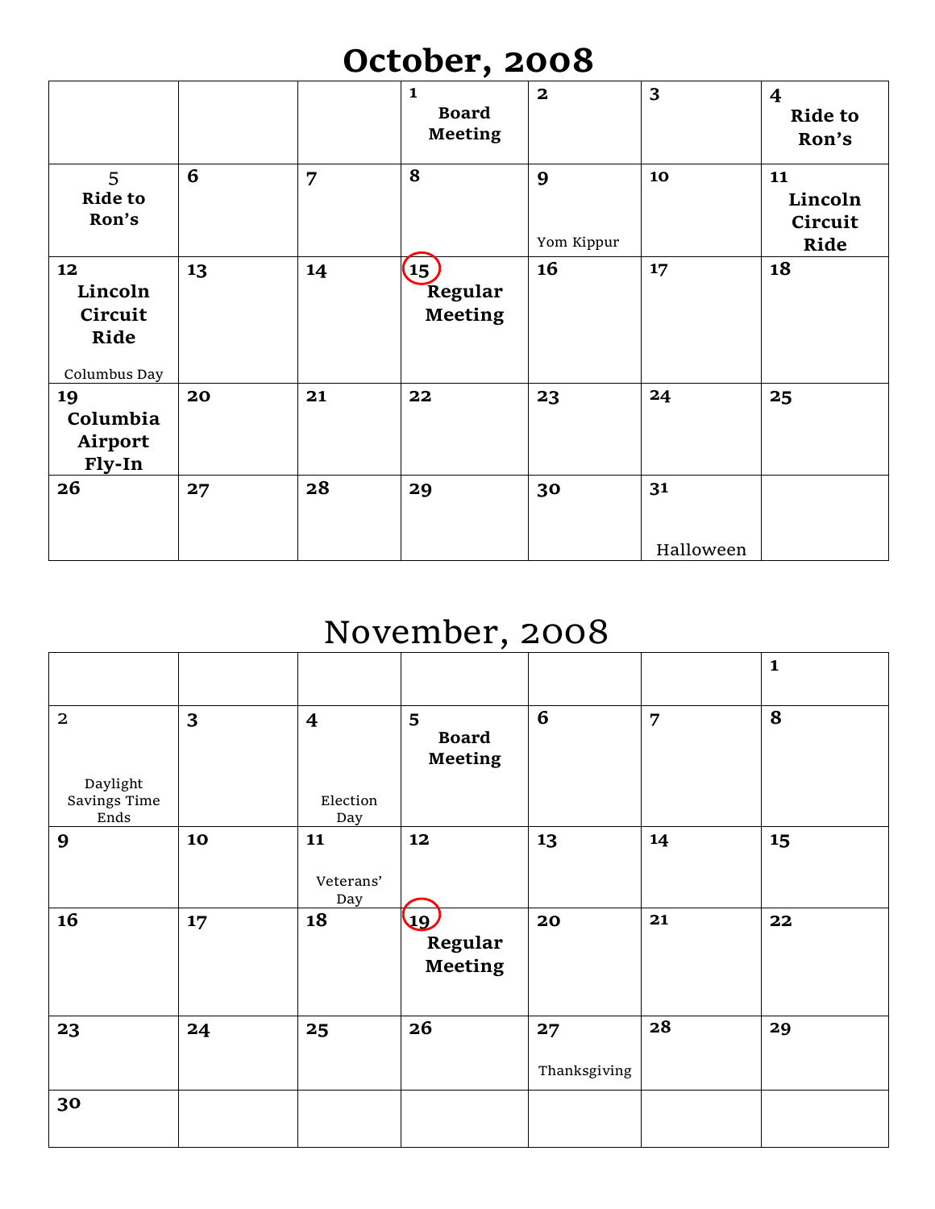# October, 2008

| | | | | | | |
|---|---|---|---|---|---|---|
| | | | 1 **Board Meeting** | 2 | 3 | 4 **Ride to Ron's** |
| 5 **Ride to Ron's** | 6 | 7 | 8 | 9 Yom Kippur | 10 | 11 **Lincoln Circuit Ride** |
| 12 **Lincoln Circuit Ride** Columbus Day | 13 | 14 | 15 **Regular Meeting** | 16 | 17 | 18 |
| 19 **Columbia Airport Fly-In** | 20 | 21 | 22 | 23 | 24 | 25 |
| 26 | 27 | 28 | 29 | 30 | 31 Halloween | |

# November, 2008

| | | | | | | |
|---|---|---|---|---|---|---|
| | | | | | | 1 |
| 2 Daylight Savings Time Ends | 3 | 4 Election Day | 5 **Board Meeting** | 6 | 7 | 8 |
| 9 | 10 | 11 Veterans' Day | 12 | 13 | 14 | 15 |
| 16 | 17 | 18 | 19 **Regular Meeting** | 20 | 21 | 22 |
| 23 | 24 | 25 | 26 | 27 Thanksgiving | 28 | 29 |
| 30 | | | | | | |